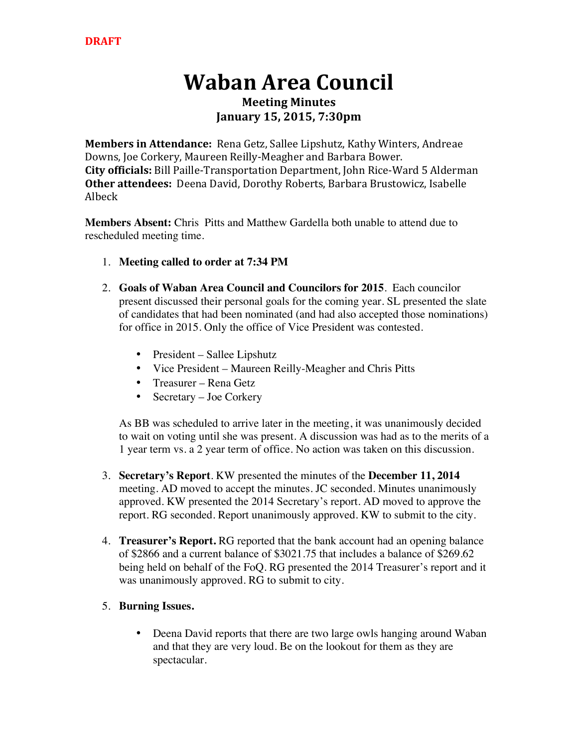DRAFT

# Waban Area Council

## Meeting Minutes
## January 15, 2015, 7:30pm

**Members in Attendance:** Rena Getz, Sallee Lipshutz, Kathy Winters, Andreae Downs, Joe Corkery, Maureen Reilly-Meagher and Barbara Bower.
**City officials:** Bill Paille-Transportation Department, John Rice-Ward 5 Alderman
**Other attendees:** Deena David, Dorothy Roberts, Barbara Brustowicz, Isabelle Albeck

**Members Absent:** Chris Pitts and Matthew Gardella both unable to attend due to rescheduled meeting time.

1. **Meeting called to order at 7:34 PM**

2. **Goals of Waban Area Council and Councilors for 2015**. Each councilor present discussed their personal goals for the coming year. SL presented the slate of candidates that had been nominated (and had also accepted those nominations) for office in 2015. Only the office of Vice President was contested.

   - President – Sallee Lipshutz
   - Vice President – Maureen Reilly-Meagher and Chris Pitts
   - Treasurer – Rena Getz
   - Secretary – Joe Corkery

   As BB was scheduled to arrive later in the meeting, it was unanimously decided to wait on voting until she was present. A discussion was had as to the merits of a 1 year term vs. a 2 year term of office. No action was taken on this discussion.

3. **Secretary's Report**. KW presented the minutes of the **December 11, 2014** meeting. AD moved to accept the minutes. JC seconded. Minutes unanimously approved. KW presented the 2014 Secretary's report. AD moved to approve the report. RG seconded. Report unanimously approved. KW to submit to the city.

4. **Treasurer's Report.** RG reported that the bank account had an opening balance of $2866 and a current balance of $3021.75 that includes a balance of $269.62 being held on behalf of the FoQ. RG presented the 2014 Treasurer's report and it was unanimously approved. RG to submit to city.

5. **Burning Issues.**

   - Deena David reports that there are two large owls hanging around Waban and that they are very loud. Be on the lookout for them as they are spectacular.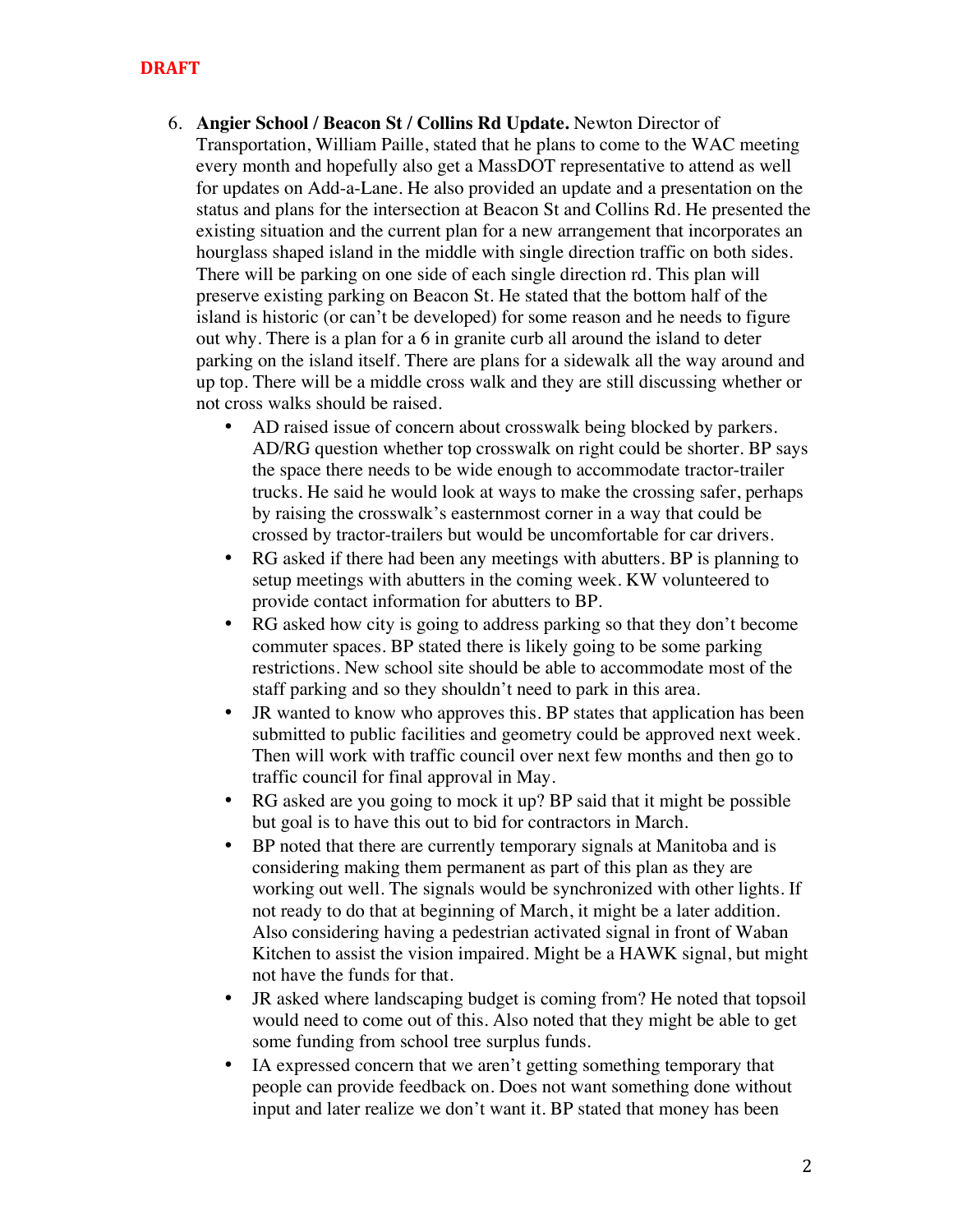**DRAFT**

6. **Angier School / Beacon St / Collins Rd Update.** Newton Director of Transportation, William Paille, stated that he plans to come to the WAC meeting every month and hopefully also get a MassDOT representative to attend as well for updates on Add-a-Lane. He also provided an update and a presentation on the status and plans for the intersection at Beacon St and Collins Rd. He presented the existing situation and the current plan for a new arrangement that incorporates an hourglass shaped island in the middle with single direction traffic on both sides. There will be parking on one side of each single direction rd. This plan will preserve existing parking on Beacon St. He stated that the bottom half of the island is historic (or can't be developed) for some reason and he needs to figure out why. There is a plan for a 6 in granite curb all around the island to deter parking on the island itself. There are plans for a sidewalk all the way around and up top. There will be a middle cross walk and they are still discussing whether or not cross walks should be raised.
   - AD raised issue of concern about crosswalk being blocked by parkers. AD/RG question whether top crosswalk on right could be shorter. BP says the space there needs to be wide enough to accommodate tractor-trailer trucks. He said he would look at ways to make the crossing safer, perhaps by raising the crosswalk's easternmost corner in a way that could be crossed by tractor-trailers but would be uncomfortable for car drivers.
   - RG asked if there had been any meetings with abutters. BP is planning to setup meetings with abutters in the coming week. KW volunteered to provide contact information for abutters to BP.
   - RG asked how city is going to address parking so that they don't become commuter spaces. BP stated there is likely going to be some parking restrictions. New school site should be able to accommodate most of the staff parking and so they shouldn't need to park in this area.
   - JR wanted to know who approves this. BP states that application has been submitted to public facilities and geometry could be approved next week. Then will work with traffic council over next few months and then go to traffic council for final approval in May.
   - RG asked are you going to mock it up? BP said that it might be possible but goal is to have this out to bid for contractors in March.
   - BP noted that there are currently temporary signals at Manitoba and is considering making them permanent as part of this plan as they are working out well. The signals would be synchronized with other lights. If not ready to do that at beginning of March, it might be a later addition. Also considering having a pedestrian activated signal in front of Waban Kitchen to assist the vision impaired. Might be a HAWK signal, but might not have the funds for that.
   - JR asked where landscaping budget is coming from? He noted that topsoil would need to come out of this. Also noted that they might be able to get some funding from school tree surplus funds.
   - IA expressed concern that we aren't getting something temporary that people can provide feedback on. Does not want something done without input and later realize we don't want it. BP stated that money has been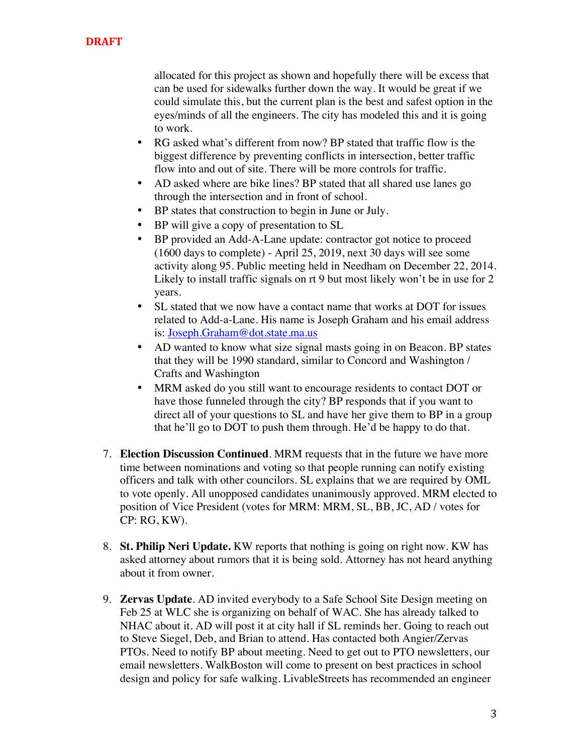**DRAFT**

allocated for this project as shown and hopefully there will be excess that can be used for sidewalks further down the way. It would be great if we could simulate this, but the current plan is the best and safest option in the eyes/minds of all the engineers. The city has modeled this and it is going to work.

- RG asked what's different from now? BP stated that traffic flow is the biggest difference by preventing conflicts in intersection, better traffic flow into and out of site. There will be more controls for traffic.
- AD asked where are bike lines? BP stated that all shared use lanes go through the intersection and in front of school.
- BP states that construction to begin in June or July.
- BP will give a copy of presentation to SL
- BP provided an Add-A-Lane update: contractor got notice to proceed (1600 days to complete) - April 25, 2019, next 30 days will see some activity along 95. Public meeting held in Needham on December 22, 2014. Likely to install traffic signals on rt 9 but most likely won't be in use for 2 years.
- SL stated that we now have a contact name that works at DOT for issues related to Add-a-Lane. His name is Joseph Graham and his email address is: [Joseph.Graham@dot.state.ma.us](mailto:Joseph.Graham@dot.state.ma.us)
- AD wanted to know what size signal masts going in on Beacon. BP states that they will be 1990 standard, similar to Concord and Washington / Crafts and Washington
- MRM asked do you still want to encourage residents to contact DOT or have those funneled through the city? BP responds that if you want to direct all of your questions to SL and have her give them to BP in a group that he'll go to DOT to push them through. He'd be happy to do that.

7. **Election Discussion Continued**. MRM requests that in the future we have more time between nominations and voting so that people running can notify existing officers and talk with other councilors. SL explains that we are required by OML to vote openly. All unopposed candidates unanimously approved. MRM elected to position of Vice President (votes for MRM: MRM, SL, BB, JC, AD / votes for CP: RG, KW).

8. **St. Philip Neri Update.** KW reports that nothing is going on right now. KW has asked attorney about rumors that it is being sold. Attorney has not heard anything about it from owner.

9. **Zervas Update**. AD invited everybody to a Safe School Site Design meeting on Feb 25 at WLC she is organizing on behalf of WAC. She has already talked to NHAC about it. AD will post it at city hall if SL reminds her. Going to reach out to Steve Siegel, Deb, and Brian to attend. Has contacted both Angier/Zervas PTOs. Need to notify BP about meeting. Need to get out to PTO newsletters, our email newsletters. WalkBoston will come to present on best practices in school design and policy for safe walking. LivableStreets has recommended an engineer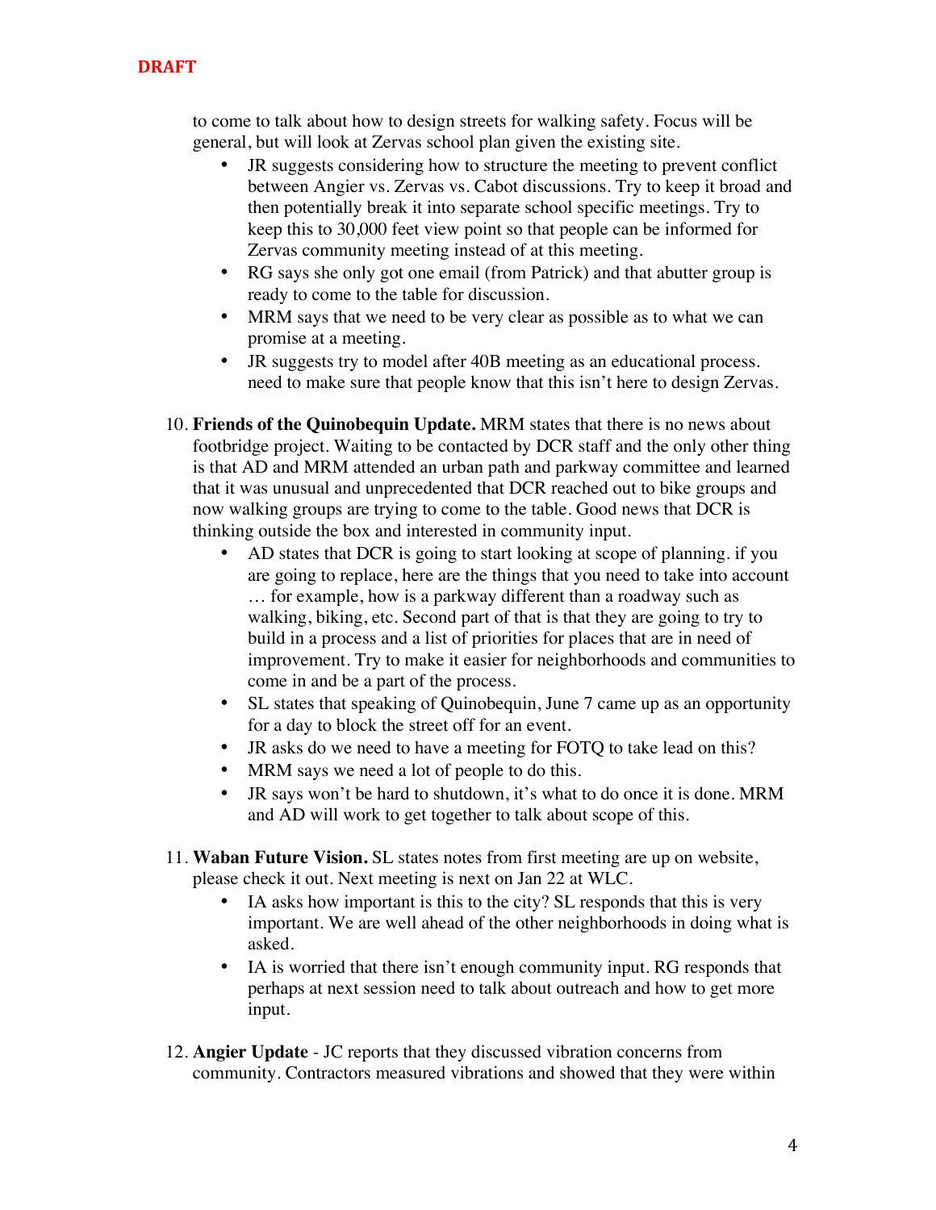to come to talk about how to design streets for walking safety. Focus will be general, but will look at Zervas school plan given the existing site.

- JR suggests considering how to structure the meeting to prevent conflict between Angier vs. Zervas vs. Cabot discussions. Try to keep it broad and then potentially break it into separate school specific meetings. Try to keep this to 30,000 feet view point so that people can be informed for Zervas community meeting instead of at this meeting.
- RG says she only got one email (from Patrick) and that abutter group is ready to come to the table for discussion.
- MRM says that we need to be very clear as possible as to what we can promise at a meeting.
- JR suggests try to model after 40B meeting as an educational process. need to make sure that people know that this isn't here to design Zervas.

10. **Friends of the Quinobequin Update.** MRM states that there is no news about footbridge project. Waiting to be contacted by DCR staff and the only other thing is that AD and MRM attended an urban path and parkway committee and learned that it was unusual and unprecedented that DCR reached out to bike groups and now walking groups are trying to come to the table. Good news that DCR is thinking outside the box and interested in community input.
    - AD states that DCR is going to start looking at scope of planning. if you are going to replace, here are the things that you need to take into account … for example, how is a parkway different than a roadway such as walking, biking, etc. Second part of that is that they are going to try to build in a process and a list of priorities for places that are in need of improvement. Try to make it easier for neighborhoods and communities to come in and be a part of the process.
    - SL states that speaking of Quinobequin, June 7 came up as an opportunity for a day to block the street off for an event.
    - JR asks do we need to have a meeting for FOTQ to take lead on this?
    - MRM says we need a lot of people to do this.
    - JR says won't be hard to shutdown, it's what to do once it is done. MRM and AD will work to get together to talk about scope of this.

11. **Waban Future Vision.** SL states notes from first meeting are up on website, please check it out. Next meeting is next on Jan 22 at WLC.
    - IA asks how important is this to the city? SL responds that this is very important. We are well ahead of the other neighborhoods in doing what is asked.
    - IA is worried that there isn't enough community input. RG responds that perhaps at next session need to talk about outreach and how to get more input.

12. **Angier Update** - JC reports that they discussed vibration concerns from community. Contractors measured vibrations and showed that they were within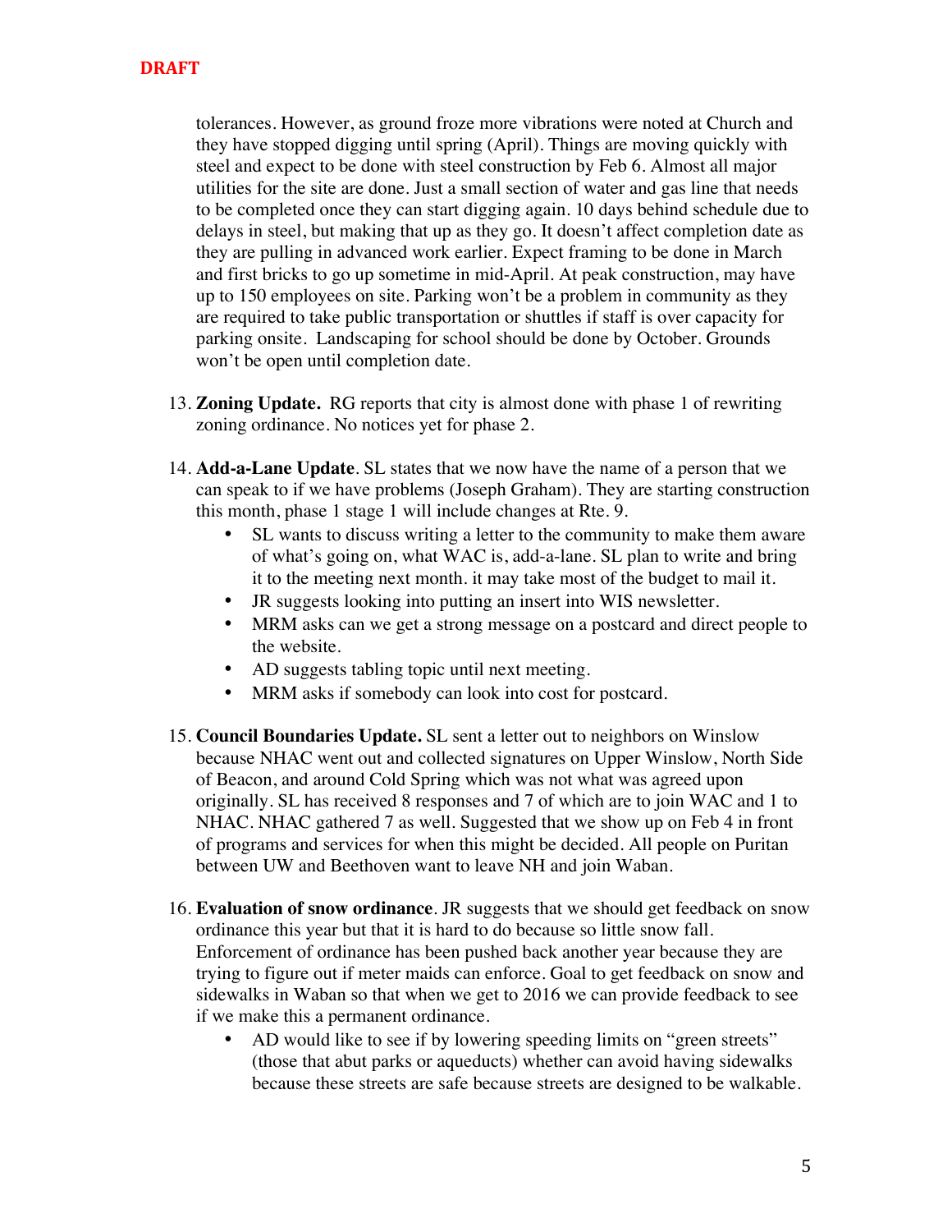**DRAFT**

tolerances. However, as ground froze more vibrations were noted at Church and they have stopped digging until spring (April). Things are moving quickly with steel and expect to be done with steel construction by Feb 6. Almost all major utilities for the site are done. Just a small section of water and gas line that needs to be completed once they can start digging again. 10 days behind schedule due to delays in steel, but making that up as they go. It doesn't affect completion date as they are pulling in advanced work earlier. Expect framing to be done in March and first bricks to go up sometime in mid-April. At peak construction, may have up to 150 employees on site. Parking won't be a problem in community as they are required to take public transportation or shuttles if staff is over capacity for parking onsite. Landscaping for school should be done by October. Grounds won't be open until completion date.

13. **Zoning Update.** RG reports that city is almost done with phase 1 of rewriting zoning ordinance. No notices yet for phase 2.

14. **Add-a-Lane Update**. SL states that we now have the name of a person that we can speak to if we have problems (Joseph Graham). They are starting construction this month, phase 1 stage 1 will include changes at Rte. 9.
    - SL wants to discuss writing a letter to the community to make them aware of what's going on, what WAC is, add-a-lane. SL plan to write and bring it to the meeting next month. it may take most of the budget to mail it.
    - JR suggests looking into putting an insert into WIS newsletter.
    - MRM asks can we get a strong message on a postcard and direct people to the website.
    - AD suggests tabling topic until next meeting.
    - MRM asks if somebody can look into cost for postcard.

15. **Council Boundaries Update.** SL sent a letter out to neighbors on Winslow because NHAC went out and collected signatures on Upper Winslow, North Side of Beacon, and around Cold Spring which was not what was agreed upon originally. SL has received 8 responses and 7 of which are to join WAC and 1 to NHAC. NHAC gathered 7 as well. Suggested that we show up on Feb 4 in front of programs and services for when this might be decided. All people on Puritan between UW and Beethoven want to leave NH and join Waban.

16. **Evaluation of snow ordinance**. JR suggests that we should get feedback on snow ordinance this year but that it is hard to do because so little snow fall. Enforcement of ordinance has been pushed back another year because they are trying to figure out if meter maids can enforce. Goal to get feedback on snow and sidewalks in Waban so that when we get to 2016 we can provide feedback to see if we make this a permanent ordinance.
    - AD would like to see if by lowering speeding limits on "green streets" (those that abut parks or aqueducts) whether can avoid having sidewalks because these streets are safe because streets are designed to be walkable.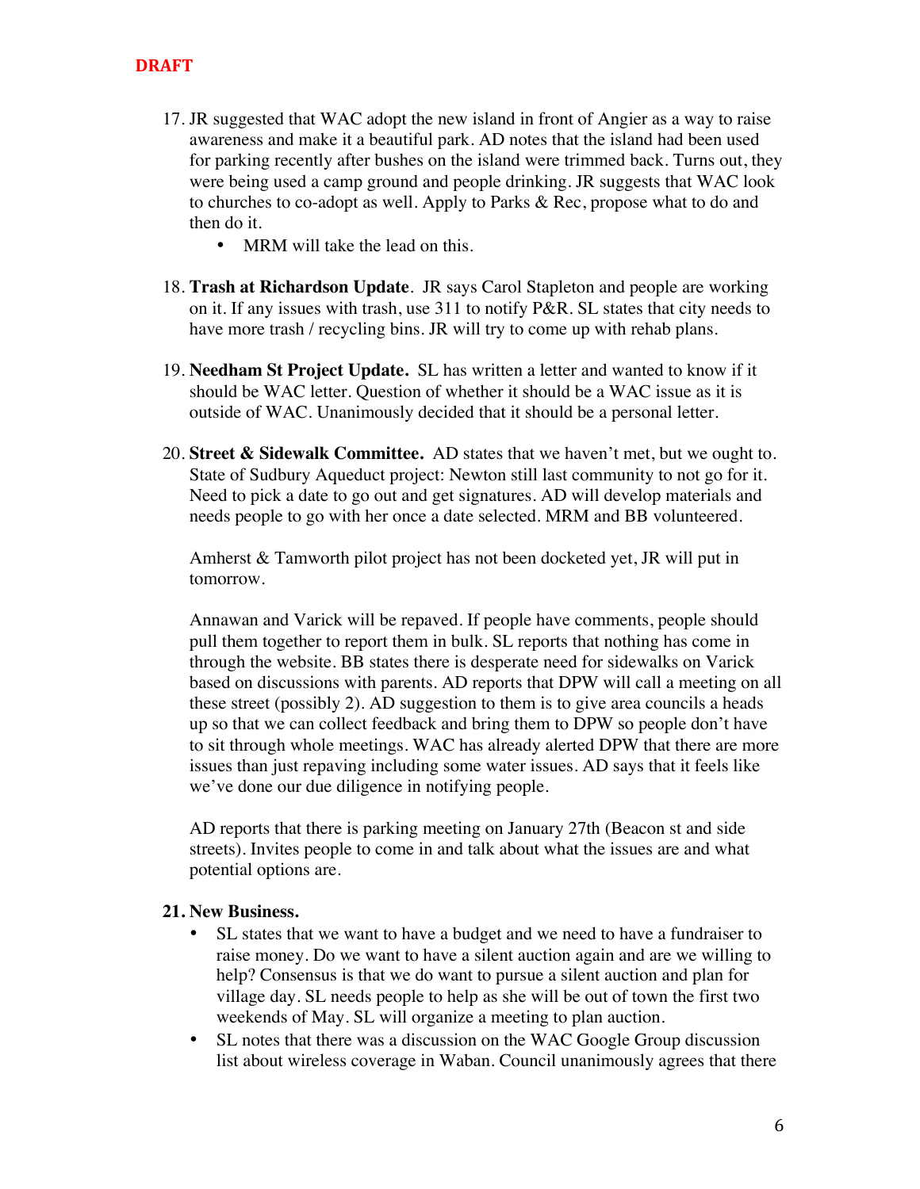**DRAFT**

17. JR suggested that WAC adopt the new island in front of Angier as a way to raise awareness and make it a beautiful park. AD notes that the island had been used for parking recently after bushes on the island were trimmed back. Turns out, they were being used a camp ground and people drinking. JR suggests that WAC look to churches to co-adopt as well. Apply to Parks & Rec, propose what to do and then do it.
    - MRM will take the lead on this.

18. **Trash at Richardson Update**. JR says Carol Stapleton and people are working on it. If any issues with trash, use 311 to notify P&R. SL states that city needs to have more trash / recycling bins. JR will try to come up with rehab plans.

19. **Needham St Project Update.** SL has written a letter and wanted to know if it should be WAC letter. Question of whether it should be a WAC issue as it is outside of WAC. Unanimously decided that it should be a personal letter.

20. **Street & Sidewalk Committee.** AD states that we haven't met, but we ought to. State of Sudbury Aqueduct project: Newton still last community to not go for it. Need to pick a date to go out and get signatures. AD will develop materials and needs people to go with her once a date selected. MRM and BB volunteered.

    Amherst & Tamworth pilot project has not been docketed yet, JR will put in tomorrow.

    Annawan and Varick will be repaved. If people have comments, people should pull them together to report them in bulk. SL reports that nothing has come in through the website. BB states there is desperate need for sidewalks on Varick based on discussions with parents. AD reports that DPW will call a meeting on all these street (possibly 2). AD suggestion to them is to give area councils a heads up so that we can collect feedback and bring them to DPW so people don't have to sit through whole meetings. WAC has already alerted DPW that there are more issues than just repaving including some water issues. AD says that it feels like we've done our due diligence in notifying people.

    AD reports that there is parking meeting on January 27th (Beacon st and side streets). Invites people to come in and talk about what the issues are and what potential options are.

21. **New Business.**
    - SL states that we want to have a budget and we need to have a fundraiser to raise money. Do we want to have a silent auction again and are we willing to help? Consensus is that we do want to pursue a silent auction and plan for village day. SL needs people to help as she will be out of town the first two weekends of May. SL will organize a meeting to plan auction.
    - SL notes that there was a discussion on the WAC Google Group discussion list about wireless coverage in Waban. Council unanimously agrees that there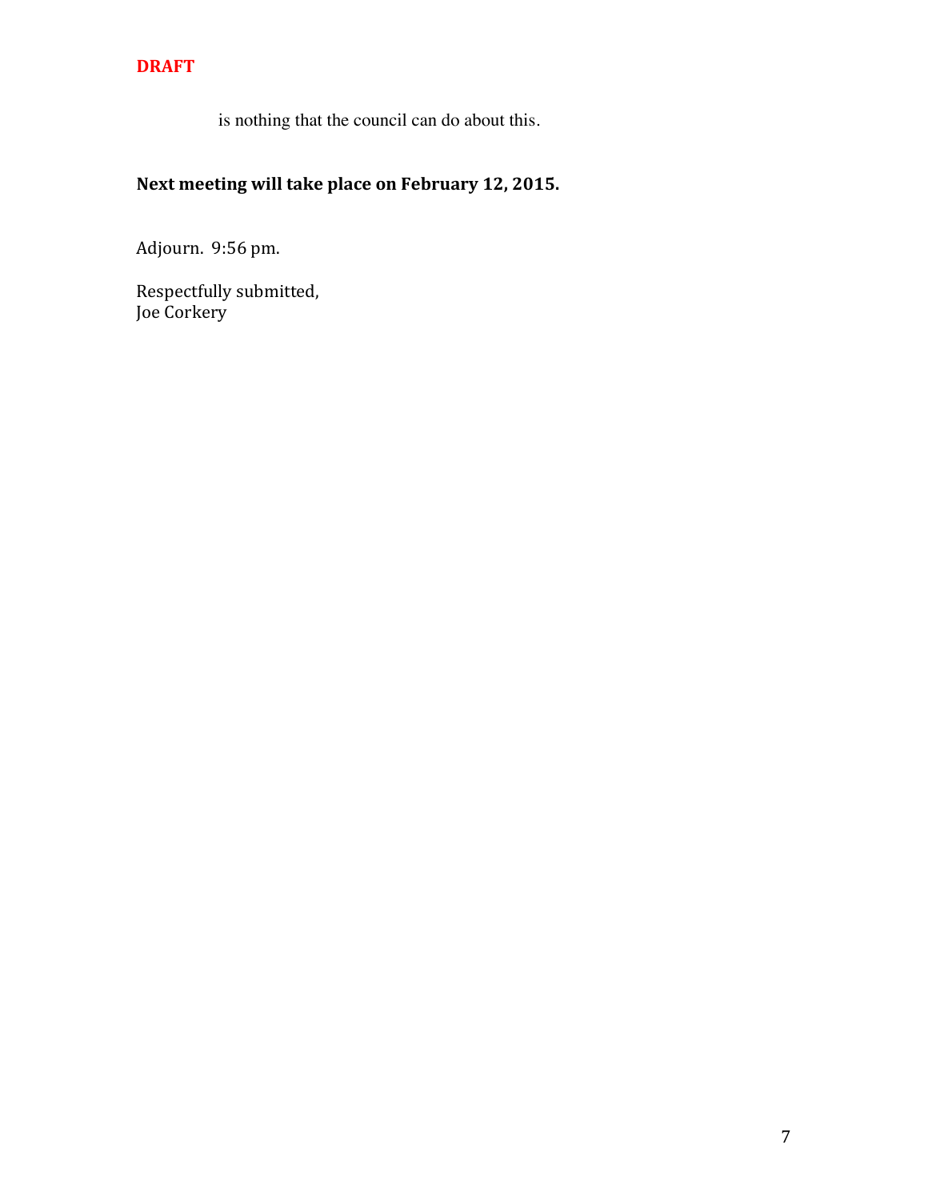**DRAFT**

is nothing that the council can do about this.

**Next meeting will take place on February 12, 2015.**

Adjourn. 9:56 pm.

Respectfully submitted,
Joe Corkery